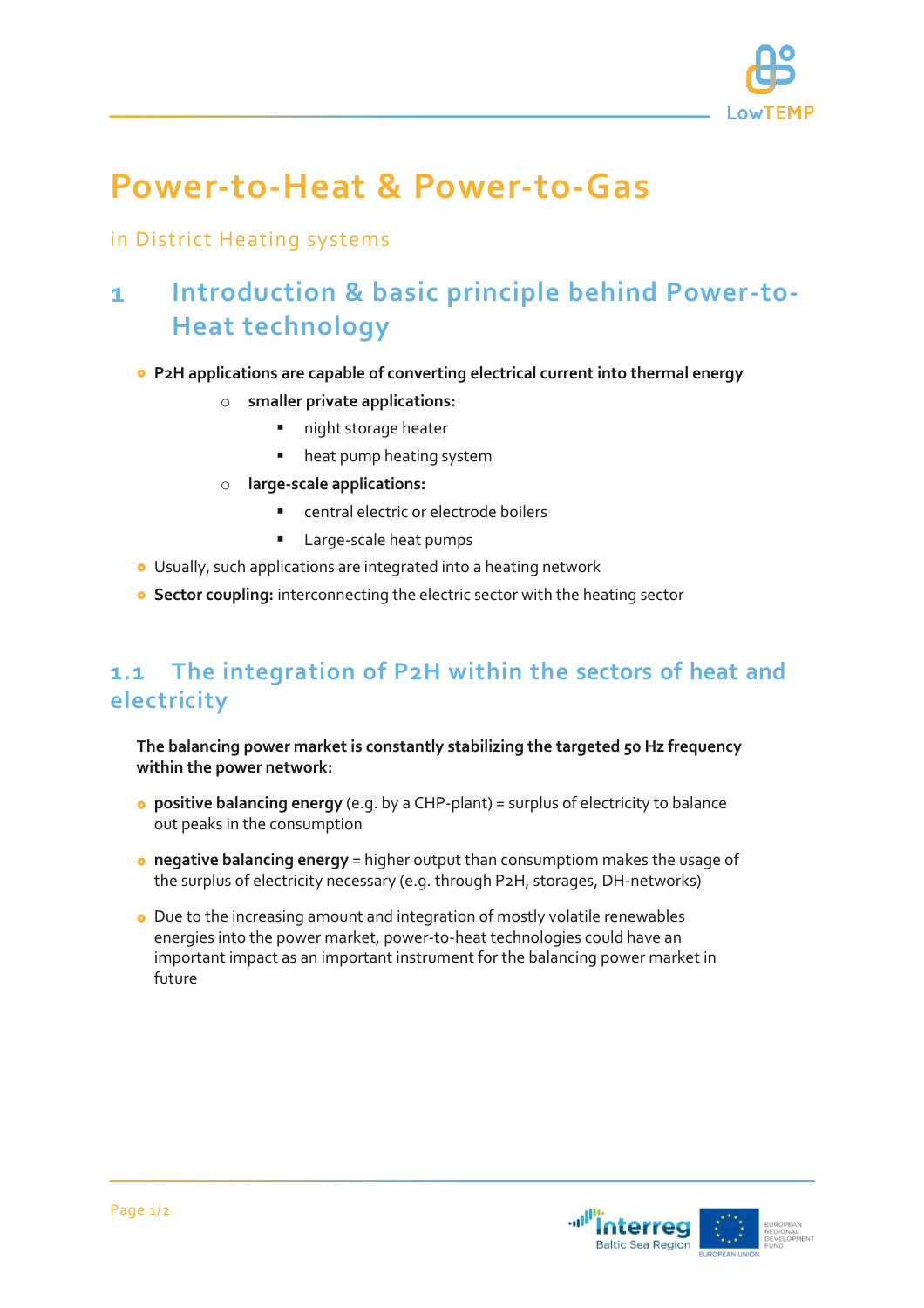# Power-to-Heat & Power-to-Gas

in District Heating systems

## 1 Introduction & basic principle behind Power-to-Heat technology

- **P2H applications are capable of converting electrical current into thermal energy**
  - **smaller private applications:**
    - night storage heater
    - heat pump heating system
  - **large-scale applications:**
    - central electric or electrode boilers
    - Large-scale heat pumps
- Usually, such applications are integrated into a heating network
- **Sector coupling:** interconnecting the electric sector with the heating sector

### 1.1 The integration of P2H within the sectors of heat and electricity

**The balancing power market is constantly stabilizing the targeted 50 Hz frequency within the power network:**

- **positive balancing energy** (e.g. by a CHP-plant) = surplus of electricity to balance out peaks in the consumption
- **negative balancing energy** = higher output than consumptiom makes the usage of the surplus of electricity necessary (e.g. through P2H, storages, DH-networks)
- Due to the increasing amount and integration of mostly volatile renewables energies into the power market, power-to-heat technologies could have an important impact as an important instrument for the balancing power market in future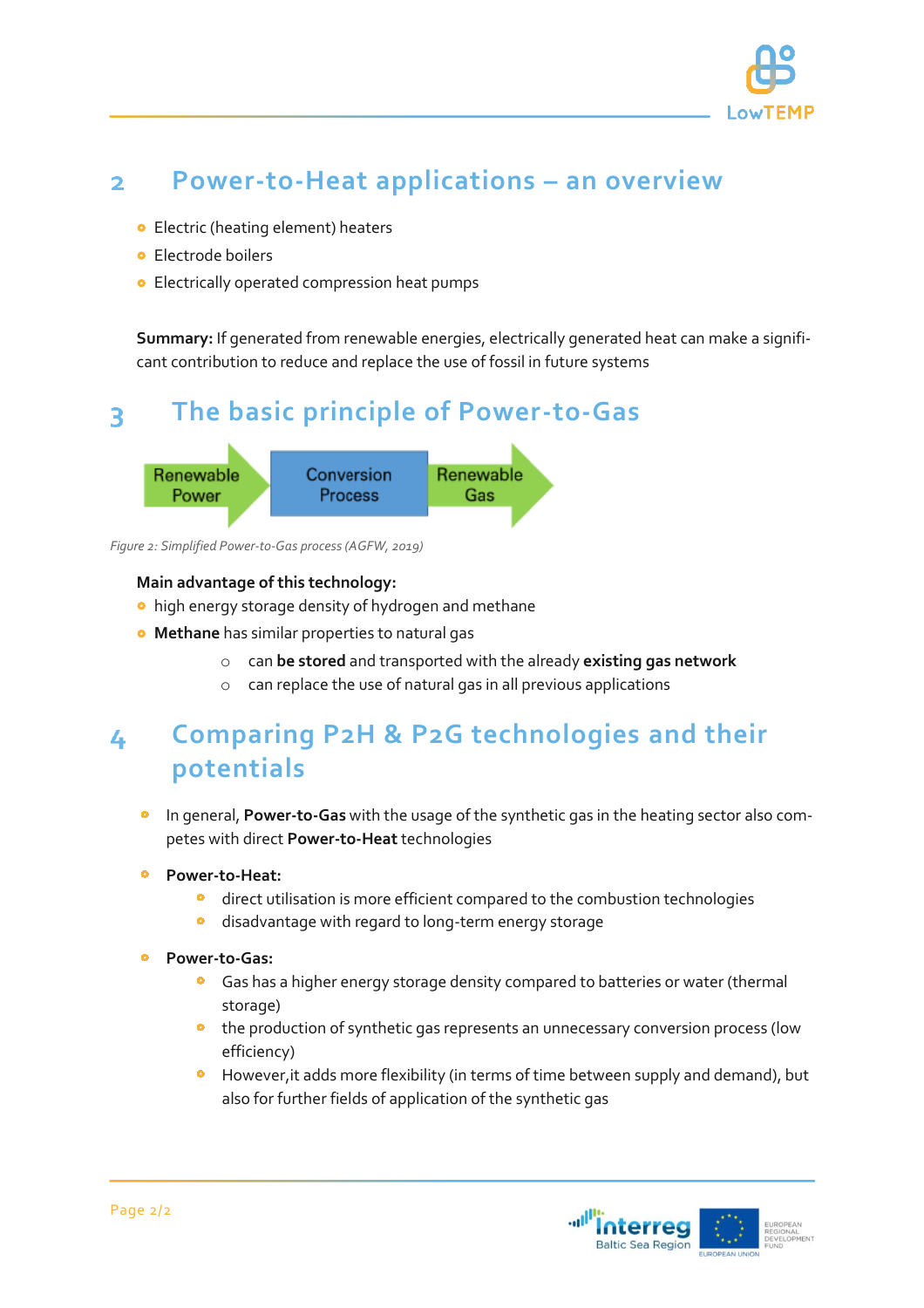## 2 Power-to-Heat applications – an overview

- Electric (heating element) heaters
- Electrode boilers
- Electrically operated compression heat pumps

**Summary:** If generated from renewable energies, electrically generated heat can make a significant contribution to reduce and replace the use of fossil in future systems

## 3 The basic principle of Power-to-Gas

Renewable Power

Conversion Process

Renewable Gas

*Figure 2: Simplified Power-to-Gas process (AGFW, 2019)*

**Main advantage of this technology:**

- high energy storage density of hydrogen and methane
- **Methane** has similar properties to natural gas
  - can **be stored** and transported with the already **existing gas network**
  - can replace the use of natural gas in all previous applications

## 4 Comparing P2H & P2G technologies and their potentials

- In general, **Power-to-Gas** with the usage of the synthetic gas in the heating sector also competes with direct **Power-to-Heat** technologies
- **Power-to-Heat:**
  - direct utilisation is more efficient compared to the combustion technologies
  - disadvantage with regard to long-term energy storage
- **Power-to-Gas:**
  - Gas has a higher energy storage density compared to batteries or water (thermal storage)
  - the production of synthetic gas represents an unnecessary conversion process (low efficiency)
  - However,it adds more flexibility (in terms of time between supply and demand), but also for further fields of application of the synthetic gas